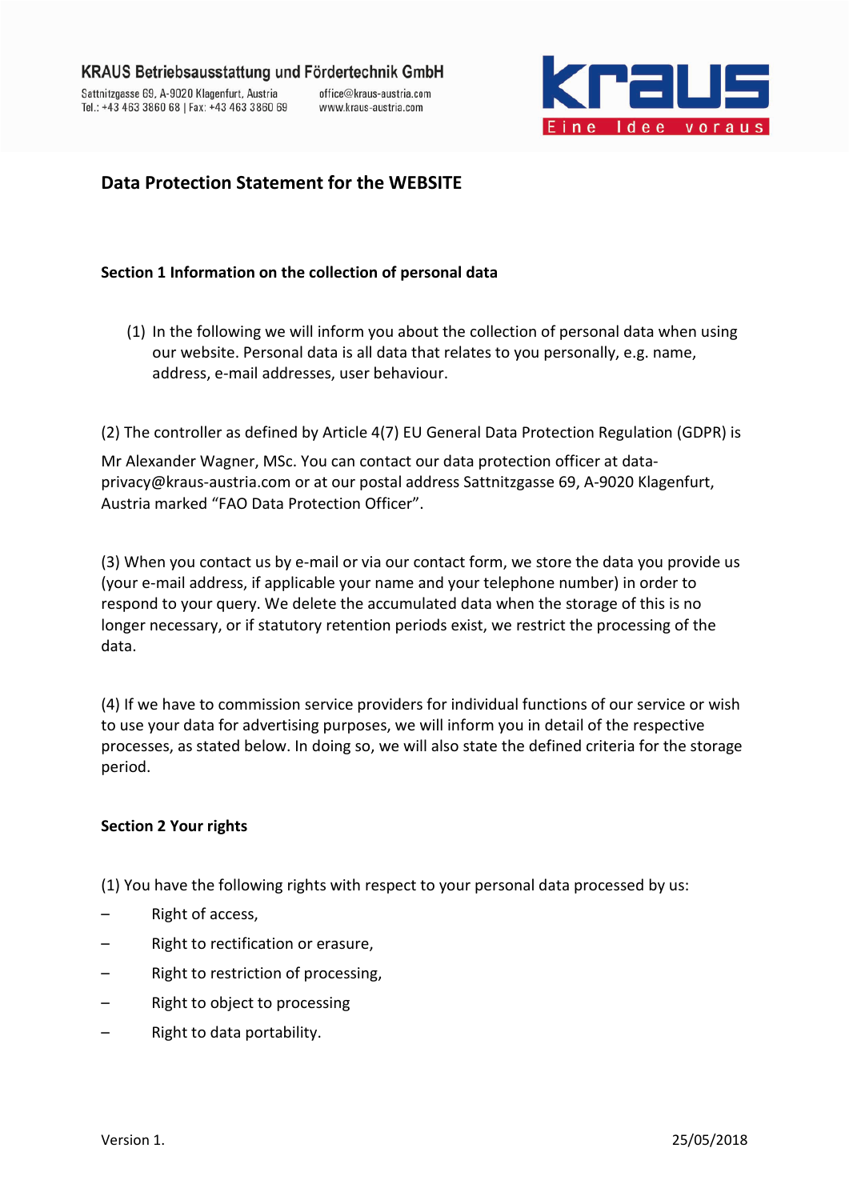KRAUS Betriebsausstattung und Fördertechnik GmbH

Sattnitzgasse 69, A-9020 Klagenfurt, Austria
Tel.: +43 463 3860 68 | Fax: +43 463 3860 69

office@kraus-austria.com
www.kraus-austria.com

# Data Protection Statement for the WEBSITE

## Section 1 Information on the collection of personal data

(1) In the following we will inform you about the collection of personal data when using our website. Personal data is all data that relates to you personally, e.g. name, address, e-mail addresses, user behaviour.

(2) The controller as defined by Article 4(7) EU General Data Protection Regulation (GDPR) is

Mr Alexander Wagner, MSc. You can contact our data protection officer at data-privacy@kraus-austria.com or at our postal address Sattnitzgasse 69, A-9020 Klagenfurt, Austria marked "FAO Data Protection Officer".

(3) When you contact us by e-mail or via our contact form, we store the data you provide us (your e-mail address, if applicable your name and your telephone number) in order to respond to your query. We delete the accumulated data when the storage of this is no longer necessary, or if statutory retention periods exist, we restrict the processing of the data.

(4) If we have to commission service providers for individual functions of our service or wish to use your data for advertising purposes, we will inform you in detail of the respective processes, as stated below. In doing so, we will also state the defined criteria for the storage period.

## Section 2 Your rights

(1) You have the following rights with respect to your personal data processed by us:

- Right of access,
- Right to rectification or erasure,
- Right to restriction of processing,
- Right to object to processing
- Right to data portability.

Version 1. 25/05/2018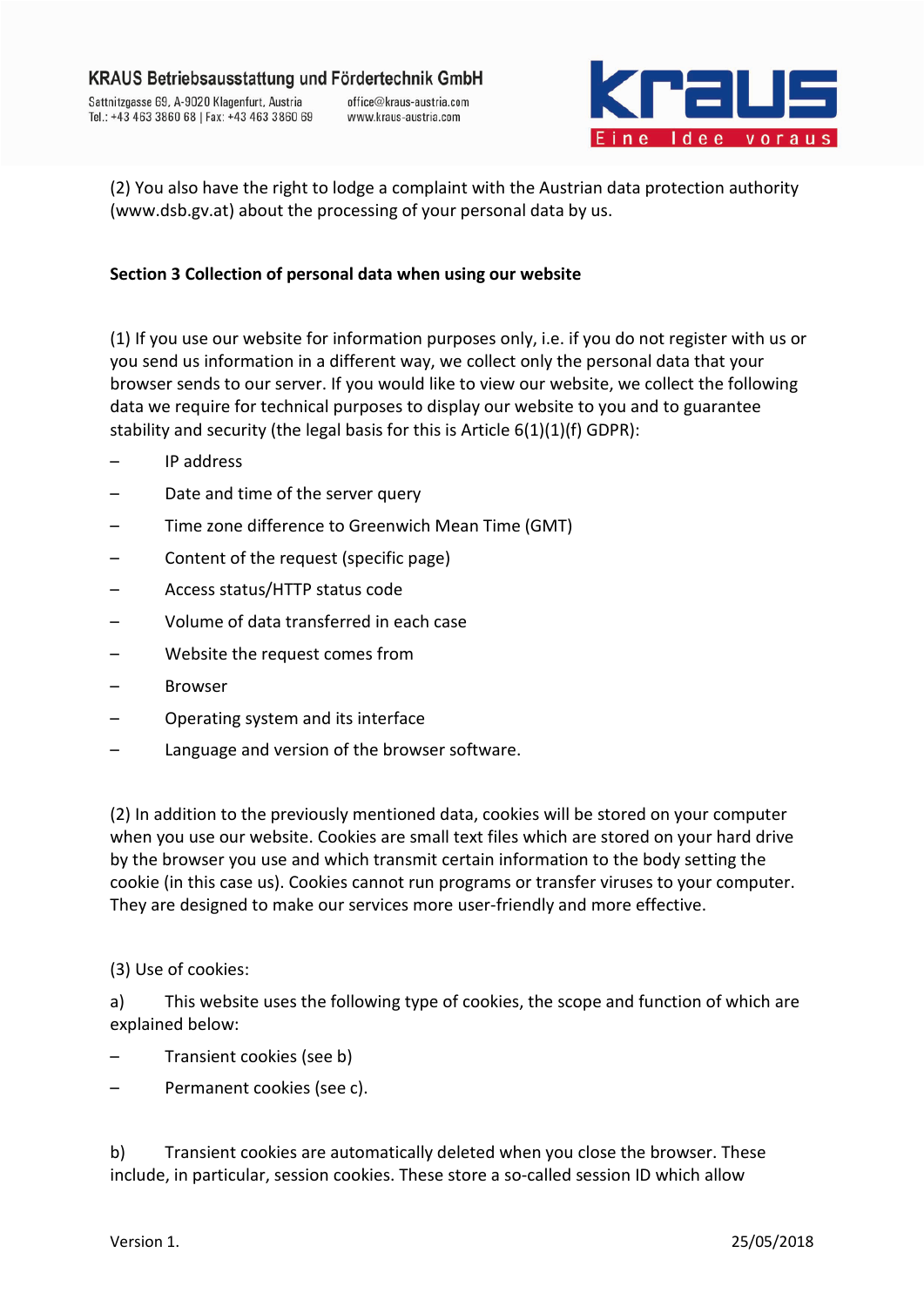(2) You also have the right to lodge a complaint with the Austrian data protection authority (www.dsb.gv.at) about the processing of your personal data by us.

**Section 3 Collection of personal data when using our website**

(1) If you use our website for information purposes only, i.e. if you do not register with us or you send us information in a different way, we collect only the personal data that your browser sends to our server. If you would like to view our website, we collect the following data we require for technical purposes to display our website to you and to guarantee stability and security (the legal basis for this is Article 6(1)(1)(f) GDPR):

- IP address
- Date and time of the server query
- Time zone difference to Greenwich Mean Time (GMT)
- Content of the request (specific page)
- Access status/HTTP status code
- Volume of data transferred in each case
- Website the request comes from
- Browser
- Operating system and its interface
- Language and version of the browser software.

(2) In addition to the previously mentioned data, cookies will be stored on your computer when you use our website. Cookies are small text files which are stored on your hard drive by the browser you use and which transmit certain information to the body setting the cookie (in this case us). Cookies cannot run programs or transfer viruses to your computer. They are designed to make our services more user-friendly and more effective.

(3) Use of cookies:

a) This website uses the following type of cookies, the scope and function of which are explained below:

- Transient cookies (see b)
- Permanent cookies (see c).

b) Transient cookies are automatically deleted when you close the browser. These include, in particular, session cookies. These store a so-called session ID which allow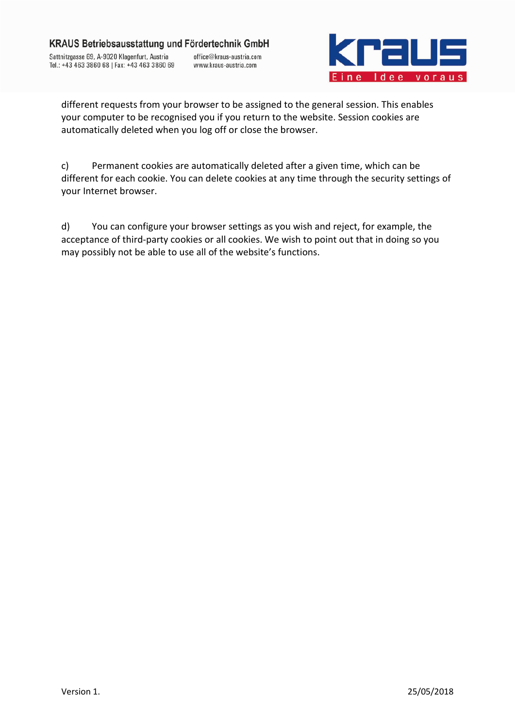different requests from your browser to be assigned to the general session. This enables your computer to be recognised you if you return to the website. Session cookies are automatically deleted when you log off or close the browser.

c) Permanent cookies are automatically deleted after a given time, which can be different for each cookie. You can delete cookies at any time through the security settings of your Internet browser.

d) You can configure your browser settings as you wish and reject, for example, the acceptance of third-party cookies or all cookies. We wish to point out that in doing so you may possibly not be able to use all of the website's functions.